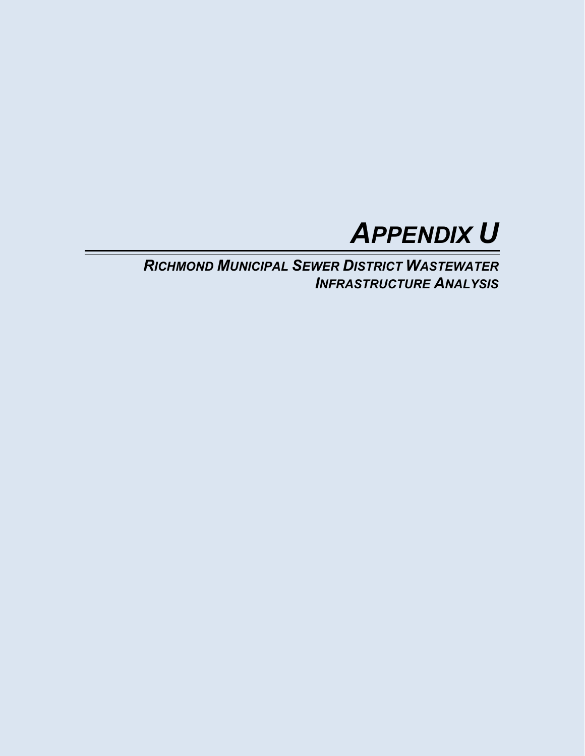# *APPENDIX U*

## *RICHMOND MUNICIPAL SEWER DISTRICT WASTEWATER INFRASTRUCTURE ANALYSIS*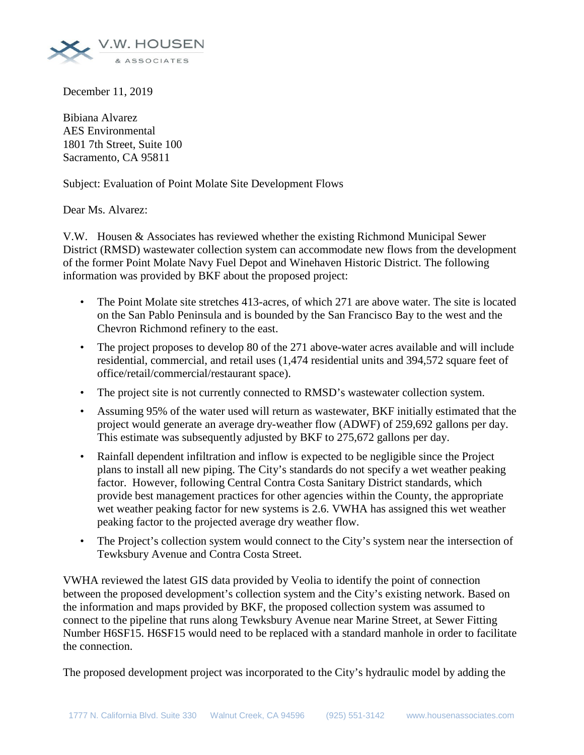December 11, 2019

Bibiana Alvarez
AES Environmental
1801 7th Street, Suite 100
Sacramento, CA 95811

Subject: Evaluation of Point Molate Site Development Flows

Dear Ms. Alvarez:

V.W. Housen & Associates has reviewed whether the existing Richmond Municipal Sewer District (RMSD) wastewater collection system can accommodate new flows from the development of the former Point Molate Navy Fuel Depot and Winehaven Historic District. The following information was provided by BKF about the proposed project:

- The Point Molate site stretches 413-acres, of which 271 are above water. The site is located on the San Pablo Peninsula and is bounded by the San Francisco Bay to the west and the Chevron Richmond refinery to the east.
- The project proposes to develop 80 of the 271 above-water acres available and will include residential, commercial, and retail uses (1,474 residential units and 394,572 square feet of office/retail/commercial/restaurant space).
- The project site is not currently connected to RMSD's wastewater collection system.
- Assuming 95% of the water used will return as wastewater, BKF initially estimated that the project would generate an average dry-weather flow (ADWF) of 259,692 gallons per day. This estimate was subsequently adjusted by BKF to 275,672 gallons per day.
- Rainfall dependent infiltration and inflow is expected to be negligible since the Project plans to install all new piping. The City's standards do not specify a wet weather peaking factor. However, following Central Contra Costa Sanitary District standards, which provide best management practices for other agencies within the County, the appropriate wet weather peaking factor for new systems is 2.6. VWHA has assigned this wet weather peaking factor to the projected average dry weather flow.
- The Project's collection system would connect to the City's system near the intersection of Tewksbury Avenue and Contra Costa Street.

VWHA reviewed the latest GIS data provided by Veolia to identify the point of connection between the proposed development's collection system and the City's existing network. Based on the information and maps provided by BKF, the proposed collection system was assumed to connect to the pipeline that runs along Tewksbury Avenue near Marine Street, at Sewer Fitting Number H6SF15. H6SF15 would need to be replaced with a standard manhole in order to facilitate the connection.

The proposed development project was incorporated to the City's hydraulic model by adding the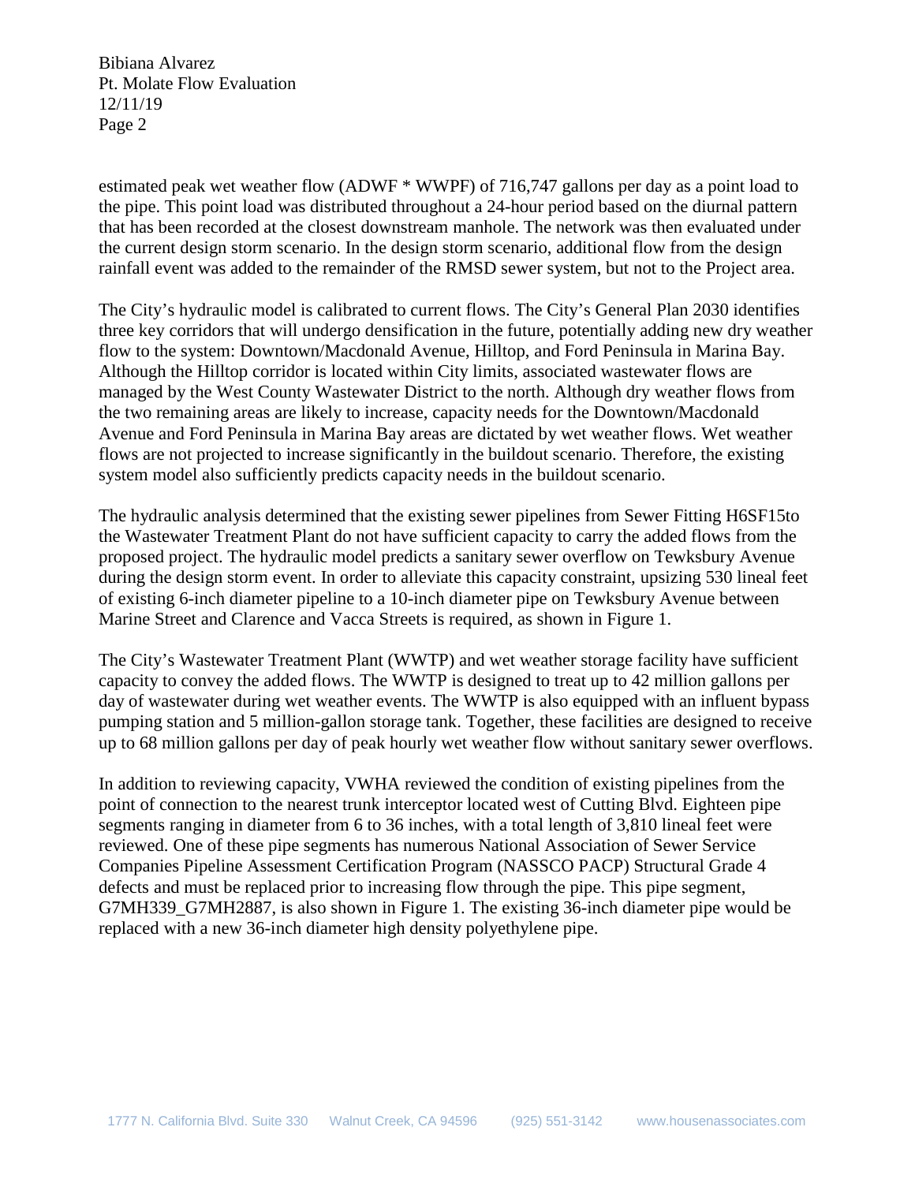estimated peak wet weather flow (ADWF * WWPF) of 716,747 gallons per day as a point load to the pipe. This point load was distributed throughout a 24-hour period based on the diurnal pattern that has been recorded at the closest downstream manhole. The network was then evaluated under the current design storm scenario. In the design storm scenario, additional flow from the design rainfall event was added to the remainder of the RMSD sewer system, but not to the Project area.

The City's hydraulic model is calibrated to current flows. The City's General Plan 2030 identifies three key corridors that will undergo densification in the future, potentially adding new dry weather flow to the system: Downtown/Macdonald Avenue, Hilltop, and Ford Peninsula in Marina Bay. Although the Hilltop corridor is located within City limits, associated wastewater flows are managed by the West County Wastewater District to the north. Although dry weather flows from the two remaining areas are likely to increase, capacity needs for the Downtown/Macdonald Avenue and Ford Peninsula in Marina Bay areas are dictated by wet weather flows. Wet weather flows are not projected to increase significantly in the buildout scenario. Therefore, the existing system model also sufficiently predicts capacity needs in the buildout scenario.

The hydraulic analysis determined that the existing sewer pipelines from Sewer Fitting H6SF15to the Wastewater Treatment Plant do not have sufficient capacity to carry the added flows from the proposed project. The hydraulic model predicts a sanitary sewer overflow on Tewksbury Avenue during the design storm event. In order to alleviate this capacity constraint, upsizing 530 lineal feet of existing 6-inch diameter pipeline to a 10-inch diameter pipe on Tewksbury Avenue between Marine Street and Clarence and Vacca Streets is required, as shown in Figure 1.

The City's Wastewater Treatment Plant (WWTP) and wet weather storage facility have sufficient capacity to convey the added flows. The WWTP is designed to treat up to 42 million gallons per day of wastewater during wet weather events. The WWTP is also equipped with an influent bypass pumping station and 5 million-gallon storage tank. Together, these facilities are designed to receive up to 68 million gallons per day of peak hourly wet weather flow without sanitary sewer overflows.

In addition to reviewing capacity, VWHA reviewed the condition of existing pipelines from the point of connection to the nearest trunk interceptor located west of Cutting Blvd. Eighteen pipe segments ranging in diameter from 6 to 36 inches, with a total length of 3,810 lineal feet were reviewed. One of these pipe segments has numerous National Association of Sewer Service Companies Pipeline Assessment Certification Program (NASSCO PACP) Structural Grade 4 defects and must be replaced prior to increasing flow through the pipe. This pipe segment, G7MH339_G7MH2887, is also shown in Figure 1. The existing 36-inch diameter pipe would be replaced with a new 36-inch diameter high density polyethylene pipe.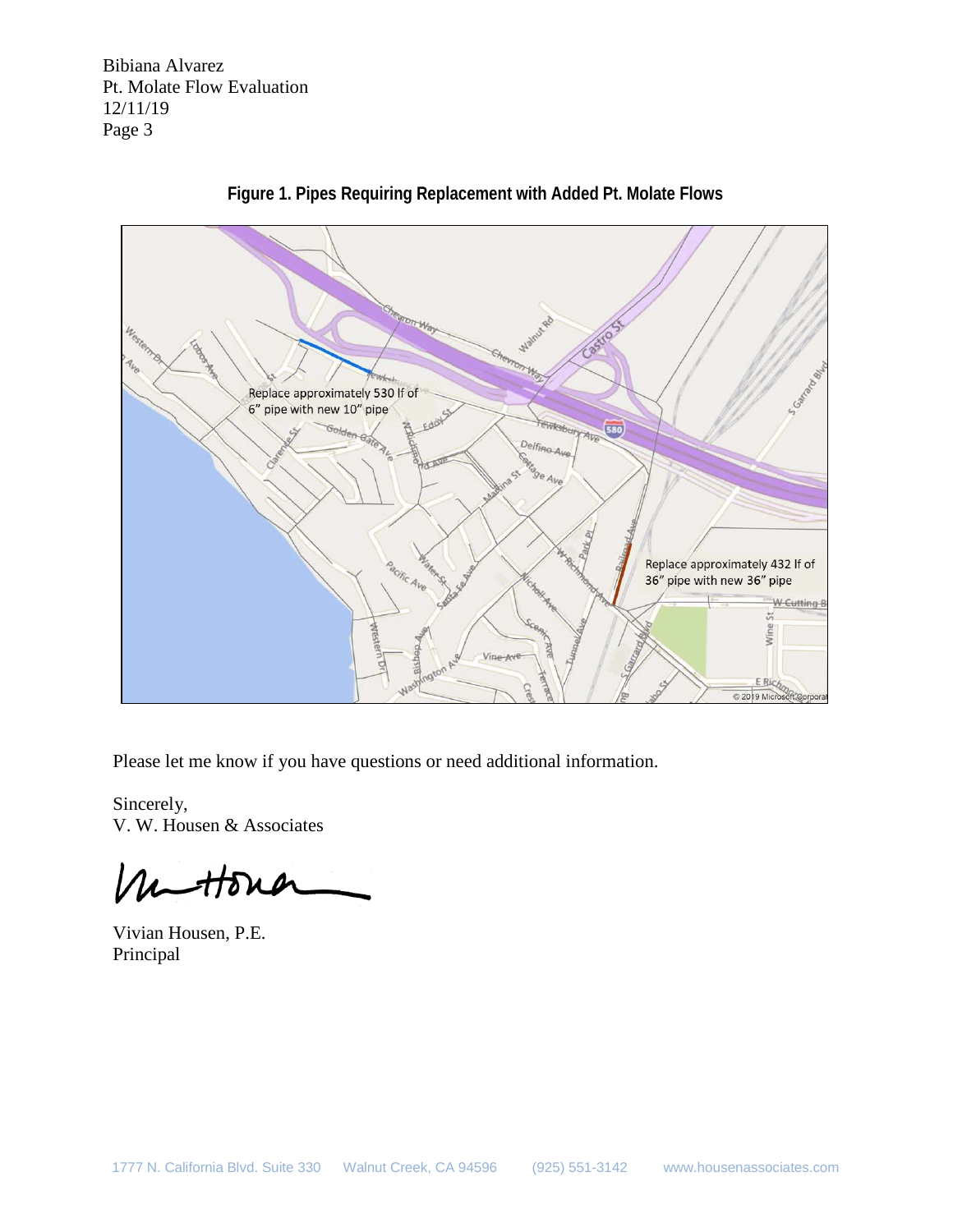**Figure 1. Pipes Requiring Replacement with Added Pt. Molate Flows**

Replace approximately 530 lf of 6" pipe with new 10" pipe

Replace approximately 432 lf of 36" pipe with new 36" pipe

© 2019 Microsoft Corporat

Please let me know if you have questions or need additional information.

Sincerely,
V. W. Housen & Associates

Vivian Housen, P.E.
Principal